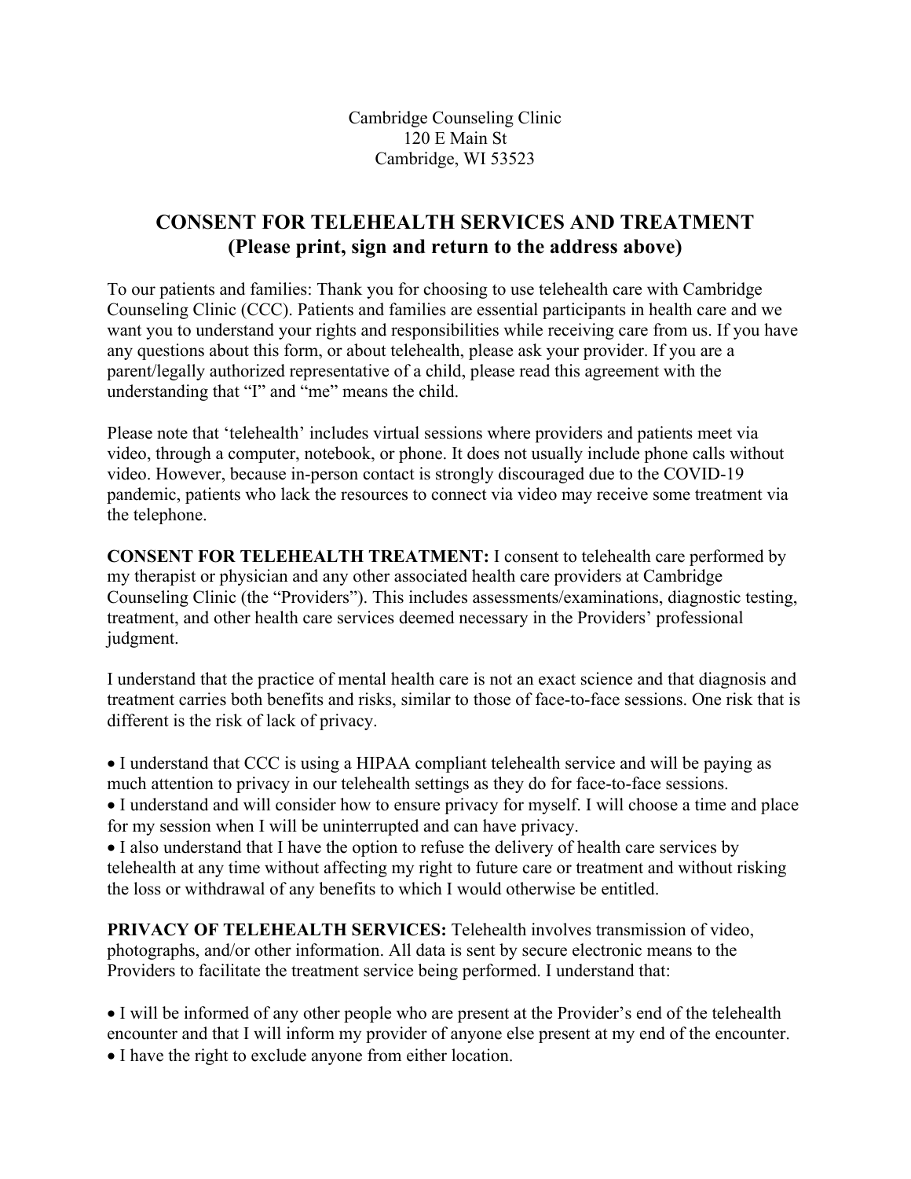Cambridge Counseling Clinic
120 E Main St
Cambridge, WI 53523

# CONSENT FOR TELEHEALTH SERVICES AND TREATMENT
## (Please print, sign and return to the address above)

To our patients and families: Thank you for choosing to use telehealth care with Cambridge Counseling Clinic (CCC). Patients and families are essential participants in health care and we want you to understand your rights and responsibilities while receiving care from us. If you have any questions about this form, or about telehealth, please ask your provider. If you are a parent/legally authorized representative of a child, please read this agreement with the understanding that "I" and "me" means the child.

Please note that 'telehealth' includes virtual sessions where providers and patients meet via video, through a computer, notebook, or phone. It does not usually include phone calls without video. However, because in-person contact is strongly discouraged due to the COVID-19 pandemic, patients who lack the resources to connect via video may receive some treatment via the telephone.

**CONSENT FOR TELEHEALTH TREATMENT:** I consent to telehealth care performed by my therapist or physician and any other associated health care providers at Cambridge Counseling Clinic (the "Providers"). This includes assessments/examinations, diagnostic testing, treatment, and other health care services deemed necessary in the Providers' professional judgment.

I understand that the practice of mental health care is not an exact science and that diagnosis and treatment carries both benefits and risks, similar to those of face-to-face sessions. One risk that is different is the risk of lack of privacy.

- I understand that CCC is using a HIPAA compliant telehealth service and will be paying as much attention to privacy in our telehealth settings as they do for face-to-face sessions.
- I understand and will consider how to ensure privacy for myself. I will choose a time and place for my session when I will be uninterrupted and can have privacy.
- I also understand that I have the option to refuse the delivery of health care services by telehealth at any time without affecting my right to future care or treatment and without risking the loss or withdrawal of any benefits to which I would otherwise be entitled.

**PRIVACY OF TELEHEALTH SERVICES:** Telehealth involves transmission of video, photographs, and/or other information. All data is sent by secure electronic means to the Providers to facilitate the treatment service being performed. I understand that:

- I will be informed of any other people who are present at the Provider's end of the telehealth encounter and that I will inform my provider of anyone else present at my end of the encounter.
- I have the right to exclude anyone from either location.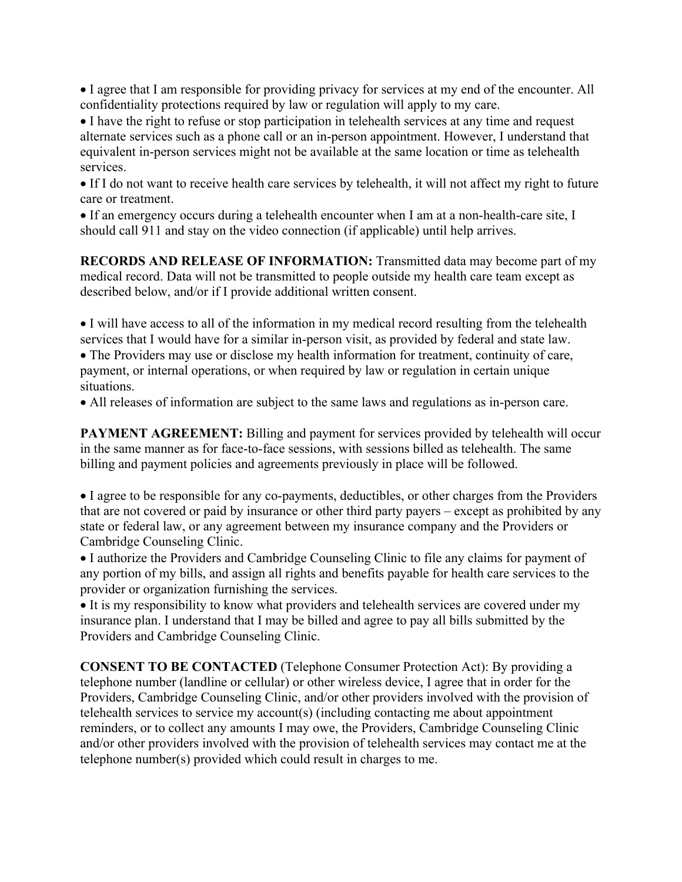- I agree that I am responsible for providing privacy for services at my end of the encounter. All confidentiality protections required by law or regulation will apply to my care.
- I have the right to refuse or stop participation in telehealth services at any time and request alternate services such as a phone call or an in-person appointment. However, I understand that equivalent in-person services might not be available at the same location or time as telehealth services.
- If I do not want to receive health care services by telehealth, it will not affect my right to future care or treatment.
- If an emergency occurs during a telehealth encounter when I am at a non-health-care site, I should call 911 and stay on the video connection (if applicable) until help arrives.

**RECORDS AND RELEASE OF INFORMATION:** Transmitted data may become part of my medical record. Data will not be transmitted to people outside my health care team except as described below, and/or if I provide additional written consent.

- I will have access to all of the information in my medical record resulting from the telehealth services that I would have for a similar in-person visit, as provided by federal and state law.
- The Providers may use or disclose my health information for treatment, continuity of care, payment, or internal operations, or when required by law or regulation in certain unique situations.
- All releases of information are subject to the same laws and regulations as in-person care.

**PAYMENT AGREEMENT:** Billing and payment for services provided by telehealth will occur in the same manner as for face-to-face sessions, with sessions billed as telehealth. The same billing and payment policies and agreements previously in place will be followed.

- I agree to be responsible for any co-payments, deductibles, or other charges from the Providers that are not covered or paid by insurance or other third party payers – except as prohibited by any state or federal law, or any agreement between my insurance company and the Providers or Cambridge Counseling Clinic.
- I authorize the Providers and Cambridge Counseling Clinic to file any claims for payment of any portion of my bills, and assign all rights and benefits payable for health care services to the provider or organization furnishing the services.
- It is my responsibility to know what providers and telehealth services are covered under my insurance plan. I understand that I may be billed and agree to pay all bills submitted by the Providers and Cambridge Counseling Clinic.

**CONSENT TO BE CONTACTED** (Telephone Consumer Protection Act): By providing a telephone number (landline or cellular) or other wireless device, I agree that in order for the Providers, Cambridge Counseling Clinic, and/or other providers involved with the provision of telehealth services to service my account(s) (including contacting me about appointment reminders, or to collect any amounts I may owe, the Providers, Cambridge Counseling Clinic and/or other providers involved with the provision of telehealth services may contact me at the telephone number(s) provided which could result in charges to me.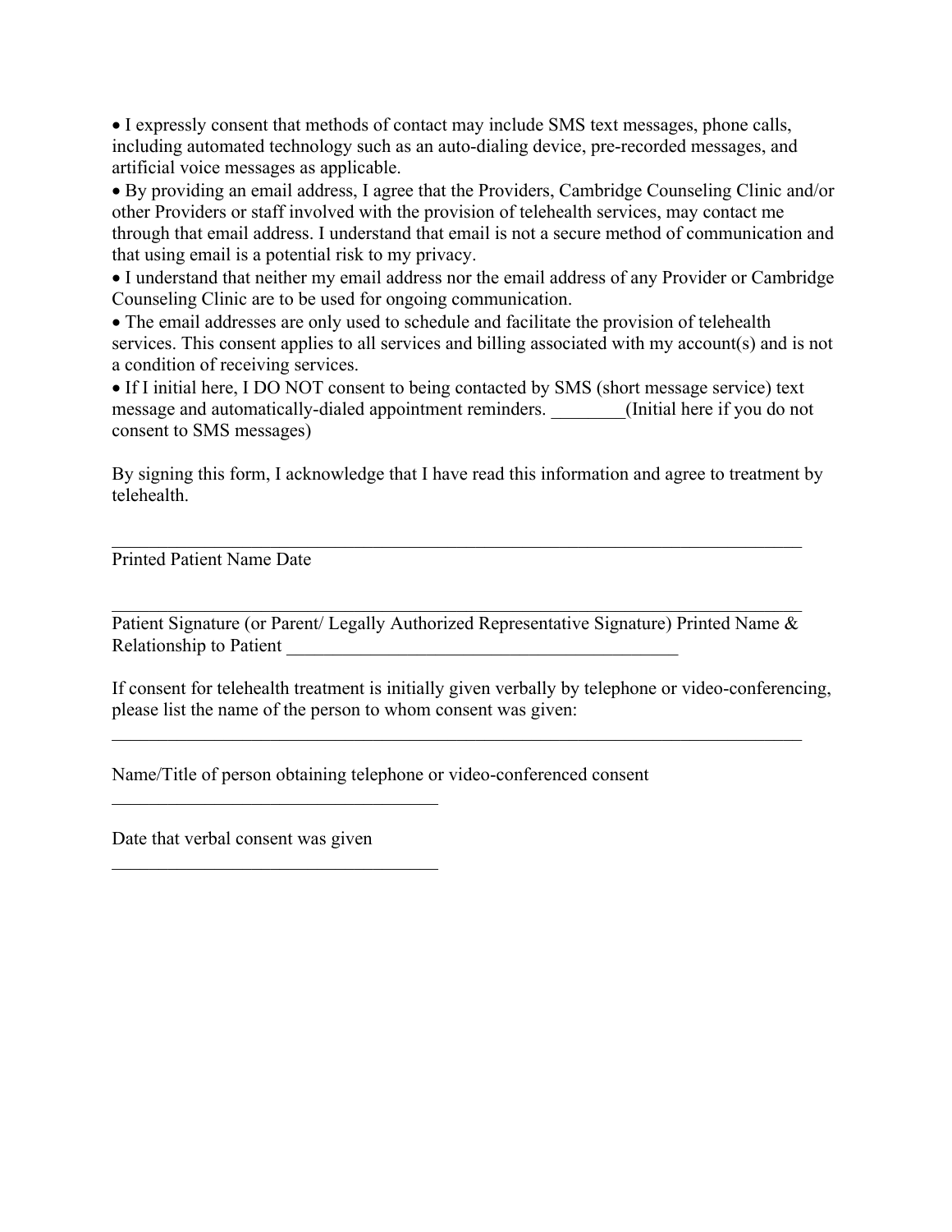- I expressly consent that methods of contact may include SMS text messages, phone calls, including automated technology such as an auto-dialing device, pre-recorded messages, and artificial voice messages as applicable.
- By providing an email address, I agree that the Providers, Cambridge Counseling Clinic and/or other Providers or staff involved with the provision of telehealth services, may contact me through that email address. I understand that email is not a secure method of communication and that using email is a potential risk to my privacy.
- I understand that neither my email address nor the email address of any Provider or Cambridge Counseling Clinic are to be used for ongoing communication.
- The email addresses are only used to schedule and facilitate the provision of telehealth services. This consent applies to all services and billing associated with my account(s) and is not a condition of receiving services.
- If I initial here, I DO NOT consent to being contacted by SMS (short message service) text message and automatically-dialed appointment reminders. ________(Initial here if you do not consent to SMS messages)

By signing this form, I acknowledge that I have read this information and agree to treatment by telehealth.

_____________________________________________________________________________

Printed Patient Name Date

_____________________________________________________________________________

Patient Signature (or Parent/ Legally Authorized Representative Signature) Printed Name & Relationship to Patient ____________________________________________

If consent for telehealth treatment is initially given verbally by telephone or video-conferencing, please list the name of the person to whom consent was given:

_____________________________________________________________________________

Name/Title of person obtaining telephone or video-conferenced consent

____________________________________

Date that verbal consent was given

____________________________________